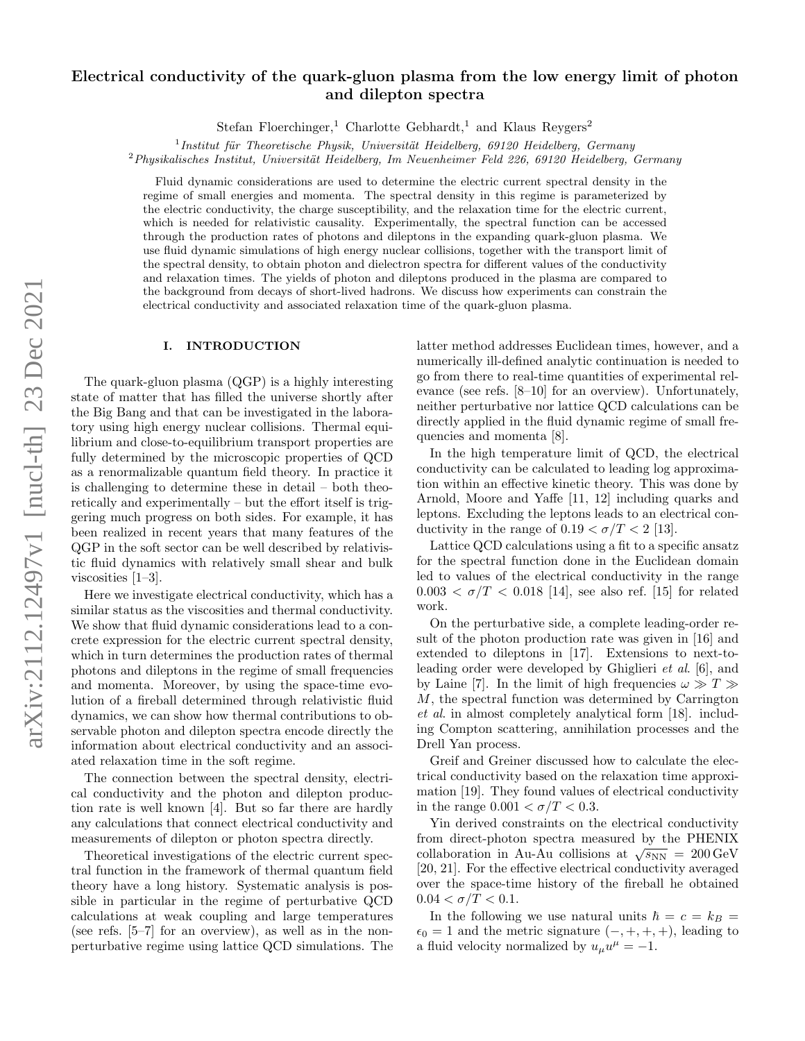# Electrical conductivity of the quark-gluon plasma from the low energy limit of photon and dilepton spectra

Stefan Floerchinger,[1] Charlotte Gebhardt,[1] and Klaus Reygers[2]

[1] *Institut für Theoretische Physik, Universität Heidelberg, 69120 Heidelberg, Germany*
[2] *Physikalisches Institut, Universität Heidelberg, Im Neuenheimer Feld 226, 69120 Heidelberg, Germany*

Fluid dynamic considerations are used to determine the electric current spectral density in the regime of small energies and momenta. The spectral density in this regime is parameterized by the electric conductivity, the charge susceptibility, and the relaxation time for the electric current, which is needed for relativistic causality. Experimentally, the spectral function can be accessed through the production rates of photons and dileptons in the expanding quark-gluon plasma. We use fluid dynamic simulations of high energy nuclear collisions, together with the transport limit of the spectral density, to obtain photon and dielectron spectra for different values of the conductivity and relaxation times. The yields of photon and dileptons produced in the plasma are compared to the background from decays of short-lived hadrons. We discuss how experiments can constrain the electrical conductivity and associated relaxation time of the quark-gluon plasma.

## I. INTRODUCTION

The quark-gluon plasma (QGP) is a highly interesting state of matter that has filled the universe shortly after the Big Bang and that can be investigated in the laboratory using high energy nuclear collisions. Thermal equilibrium and close-to-equilibrium transport properties are fully determined by the microscopic properties of QCD as a renormalizable quantum field theory. In practice it is challenging to determine these in detail – both theoretically and experimentally – but the effort itself is triggering much progress on both sides. For example, it has been realized in recent years that many features of the QGP in the soft sector can be well described by relativistic fluid dynamics with relatively small shear and bulk viscosities [1–3].

Here we investigate electrical conductivity, which has a similar status as the viscosities and thermal conductivity. We show that fluid dynamic considerations lead to a concrete expression for the electric current spectral density, which in turn determines the production rates of thermal photons and dileptons in the regime of small frequencies and momenta. Moreover, by using the space-time evolution of a fireball determined through relativistic fluid dynamics, we can show how thermal contributions to observable photon and dilepton spectra encode directly the information about electrical conductivity and an associated relaxation time in the soft regime.

The connection between the spectral density, electrical conductivity and the photon and dilepton production rate is well known [4]. But so far there are hardly any calculations that connect electrical conductivity and measurements of dilepton or photon spectra directly.

Theoretical investigations of the electric current spectral function in the framework of thermal quantum field theory have a long history. Systematic analysis is possible in particular in the regime of perturbative QCD calculations at weak coupling and large temperatures (see refs. [5–7] for an overview), as well as in the non-perturbative regime using lattice QCD simulations. The latter method addresses Euclidean times, however, and a numerically ill-defined analytic continuation is needed to go from there to real-time quantities of experimental relevance (see refs. [8–10] for an overview). Unfortunately, neither perturbative nor lattice QCD calculations can be directly applied in the fluid dynamic regime of small frequencies and momenta [8].

In the high temperature limit of QCD, the electrical conductivity can be calculated to leading log approximation within an effective kinetic theory. This was done by Arnold, Moore and Yaffe [11, 12] including quarks and leptons. Excluding the leptons leads to an electrical conductivity in the range of $0.19 < \sigma/T < 2$ [13].

Lattice QCD calculations using a fit to a specific ansatz for the spectral function done in the Euclidean domain led to values of the electrical conductivity in the range $0.003 < \sigma/T < 0.018$ [14], see also ref. [15] for related work.

On the perturbative side, a complete leading-order result of the photon production rate was given in [16] and extended to dileptons in [17]. Extensions to next-to-leading order were developed by Ghiglieri *et al.* [6], and by Laine [7]. In the limit of high frequencies $\omega \gg T \gg M$, the spectral function was determined by Carrington *et al.* in almost completely analytical form [18]. including Compton scattering, annihilation processes and the Drell Yan process.

Greif and Greiner discussed how to calculate the electrical conductivity based on the relaxation time approximation [19]. They found values of electrical conductivity in the range $0.001 < \sigma/T < 0.3$.

Yin derived constraints on the electrical conductivity from direct-photon spectra measured by the PHENIX collaboration in Au-Au collisions at $\sqrt{s_{\text{NN}}} = 200\,\text{GeV}$ [20, 21]. For the effective electrical conductivity averaged over the space-time history of the fireball he obtained $0.04 < \sigma/T < 0.1$.

In the following we use natural units $\hbar = c = k_B = \epsilon_0 = 1$ and the metric signature $(-,+,+,+)$, leading to a fluid velocity normalized by $u_\mu u^\mu = -1$.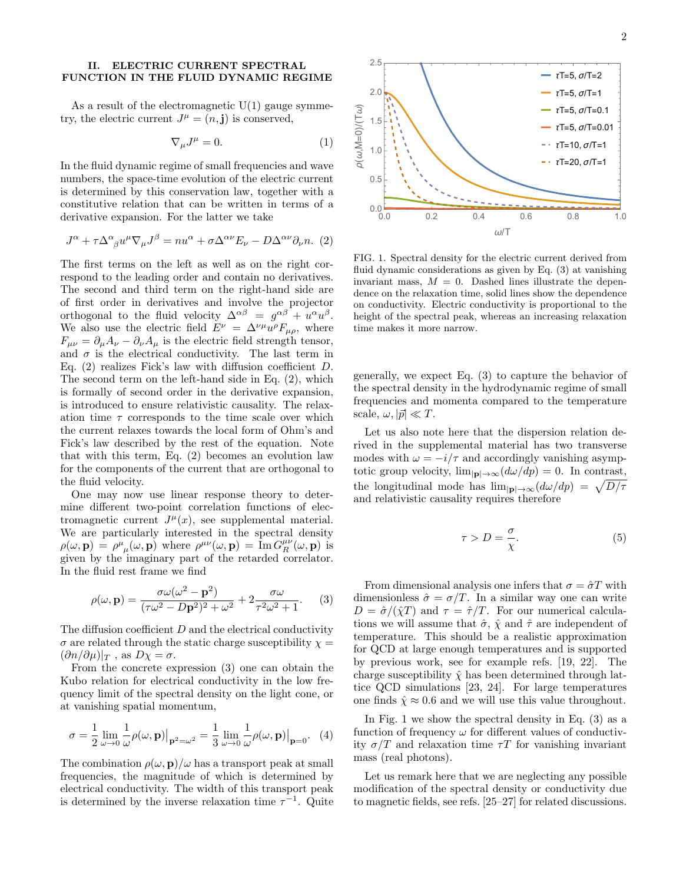## II. ELECTRIC CURRENT SPECTRAL FUNCTION IN THE FLUID DYNAMIC REGIME

As a result of the electromagnetic U(1) gauge symmetry, the electric current $J^\mu = (n, \mathbf{j})$ is conserved,

$$\nabla_\mu J^\mu = 0. \tag{1}$$

In the fluid dynamic regime of small frequencies and wave numbers, the space-time evolution of the electric current is determined by this conservation law, together with a constitutive relation that can be written in terms of a derivative expansion. For the latter we take

$$J^\alpha + \tau \Delta^\alpha{}_\beta u^\mu \nabla_\mu J^\beta = n u^\alpha + \sigma \Delta^{\alpha\nu} E_\nu - D \Delta^{\alpha\nu} \partial_\nu n. \tag{2}$$

The first terms on the left as well as on the right correspond to the leading order and contain no derivatives. The second and third term on the right-hand side are of first order in derivatives and involve the projector orthogonal to the fluid velocity $\Delta^{\alpha\beta} = g^{\alpha\beta} + u^\alpha u^\beta$. We also use the electric field $E^\nu = \Delta^{\nu\mu} u^\rho F_{\mu\rho}$, where $F_{\mu\nu} = \partial_\mu A_\nu - \partial_\nu A_\mu$ is the electric field strength tensor, and $\sigma$ is the electrical conductivity. The last term in Eq. (2) realizes Fick's law with diffusion coefficient $D$. The second term on the left-hand side in Eq. (2), which is formally of second order in the derivative expansion, is introduced to ensure relativistic causality. The relaxation time $\tau$ corresponds to the time scale over which the current relaxes towards the local form of Ohm's and Fick's law described by the rest of the equation. Note that with this term, Eq. (2) becomes an evolution law for the components of the current that are orthogonal to the fluid velocity.

One may now use linear response theory to determine different two-point correlation functions of electromagnetic current $J^\mu(x)$, see supplemental material. We are particularly interested in the spectral density $\rho(\omega, \mathbf{p}) = \rho^\mu{}_\mu(\omega, \mathbf{p})$ where $\rho^{\mu\nu}(\omega, \mathbf{p}) = \text{Im}\, G_R^{\mu\nu}(\omega, \mathbf{p})$ is given by the imaginary part of the retarded correlator. In the fluid rest frame we find

$$\rho(\omega, \mathbf{p}) = \frac{\sigma\omega(\omega^2 - \mathbf{p}^2)}{(\tau\omega^2 - D\mathbf{p}^2)^2 + \omega^2} + 2\frac{\sigma\omega}{\tau^2\omega^2 + 1}. \tag{3}$$

The diffusion coefficient $D$ and the electrical conductivity $\sigma$ are related through the static charge susceptibility $\chi = (\partial n/\partial\mu)|_T$ , as $D\chi = \sigma$.

From the concrete expression (3) one can obtain the Kubo relation for electrical conductivity in the low frequency limit of the spectral density on the light cone, or at vanishing spatial momentum,

$$\sigma = \frac{1}{2} \lim_{\omega\to 0} \frac{1}{\omega} \rho(\omega, \mathbf{p})\big|_{\mathbf{p}^2=\omega^2} = \frac{1}{3} \lim_{\omega\to 0} \frac{1}{\omega} \rho(\omega, \mathbf{p})\big|_{\mathbf{p}=0}. \tag{4}$$

The combination $\rho(\omega, \mathbf{p})/\omega$ has a transport peak at small frequencies, the magnitude of which is determined by electrical conductivity. The width of this transport peak is determined by the inverse relaxation time $\tau^{-1}$. Quite generally, we expect Eq. (3) to capture the behavior of the spectral density in the hydrodynamic regime of small frequencies and momenta compared to the temperature scale, $\omega, |\vec{p}| \ll T$.

FIG. 1. Spectral density for the electric current derived from fluid dynamic considerations as given by Eq. (3) at vanishing invariant mass, $M = 0$. Dashed lines illustrate the dependence on the relaxation time, solid lines show the dependence on conductivity. Electric conductivity is proportional to the height of the spectral peak, whereas an increasing relaxation time makes it more narrow.

Let us also note here that the dispersion relation derived in the supplemental material has two transverse modes with $\omega = -i/\tau$ and accordingly vanishing asymptotic group velocity, $\lim_{|\mathbf{p}|\to\infty}(d\omega/dp) = 0$. In contrast, the longitudinal mode has $\lim_{|\mathbf{p}|\to\infty}(d\omega/dp) = \sqrt{D/\tau}$ and relativistic causality requires therefore

$$\tau > D = \frac{\sigma}{\chi}. \tag{5}$$

From dimensional analysis one infers that $\sigma = \hat{\sigma}T$ with dimensionless $\hat{\sigma} = \sigma/T$. In a similar way one can write $D = \hat{\sigma}/(\hat{\chi}T)$ and $\tau = \hat{\tau}/T$. For our numerical calculations we will assume that $\hat{\sigma}$, $\hat{\chi}$ and $\hat{\tau}$ are independent of temperature. This should be a realistic approximation for QCD at large enough temperatures and is supported by previous work, see for example refs. [19, 22]. The charge susceptibility $\hat{\chi}$ has been determined through lattice QCD simulations [23, 24]. For large temperatures one finds $\hat{\chi} \approx 0.6$ and we will use this value throughout.

In Fig. 1 we show the spectral density in Eq. (3) as a function of frequency $\omega$ for different values of conductivity $\sigma/T$ and relaxation time $\tau T$ for vanishing invariant mass (real photons).

Let us remark here that we are neglecting any possible modification of the spectral density or conductivity due to magnetic fields, see refs. [25–27] for related discussions.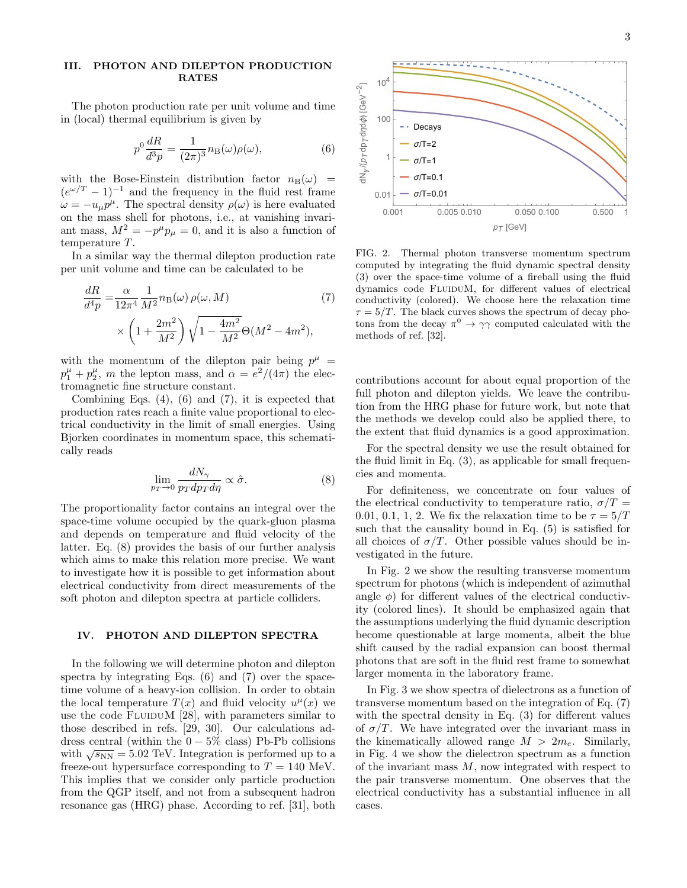## III. PHOTON AND DILEPTON PRODUCTION RATES

The photon production rate per unit volume and time in (local) thermal equilibrium is given by

$$p^0 \frac{dR}{d^3p} = \frac{1}{(2\pi)^3} n_{\text{B}}(\omega)\rho(\omega), \tag{6}$$

with the Bose-Einstein distribution factor $n_{\text{B}}(\omega) = (e^{\omega/T} - 1)^{-1}$ and the frequency in the fluid rest frame $\omega = -u_\mu p^\mu$. The spectral density $\rho(\omega)$ is here evaluated on the mass shell for photons, i.e., at vanishing invariant mass, $M^2 = -p^\mu p_\mu = 0$, and it is also a function of temperature $T$.

In a similar way the thermal dilepton production rate per unit volume and time can be calculated to be

$$\begin{aligned}\frac{dR}{d^4p} =& \frac{\alpha}{12\pi^4} \frac{1}{M^2} n_{\text{B}}(\omega)\, \rho(\omega, M) \\ &\times \left(1 + \frac{2m^2}{M^2}\right) \sqrt{1 - \frac{4m^2}{M^2}} \Theta(M^2 - 4m^2),\end{aligned} \tag{7}$$

with the momentum of the dilepton pair being $p^\mu = p_1^\mu + p_2^\mu$, $m$ the lepton mass, and $\alpha = e^2/(4\pi)$ the electromagnetic fine structure constant.

Combining Eqs. (4), (6) and (7), it is expected that production rates reach a finite value proportional to electrical conductivity in the limit of small energies. Using Bjorken coordinates in momentum space, this schematically reads

$$\lim_{p_T \to 0} \frac{dN_\gamma}{p_T dp_T d\eta} \propto \hat{\sigma}. \tag{8}$$

The proportionality factor contains an integral over the space-time volume occupied by the quark-gluon plasma and depends on temperature and fluid velocity of the latter. Eq. (8) provides the basis of our further analysis which aims to make this relation more precise. We want to investigate how it is possible to get information about electrical conductivity from direct measurements of the soft photon and dilepton spectra at particle colliders.

## IV. PHOTON AND DILEPTON SPECTRA

In the following we will determine photon and dilepton spectra by integrating Eqs. (6) and (7) over the space-time volume of a heavy-ion collision. In order to obtain the local temperature $T(x)$ and fluid velocity $u^\mu(x)$ we use the code FluiduM [28], with parameters similar to those described in refs. [29, 30]. Our calculations address central (within the $0-5\%$ class) Pb-Pb collisions with $\sqrt{s_{\text{NN}}} = 5.02$ TeV. Integration is performed up to a freeze-out hypersurface corresponding to $T = 140$ MeV. This implies that we consider only particle production from the QGP itself, and not from a subsequent hadron resonance gas (HRG) phase. According to ref. [31], both contributions account for about equal proportion of the full photon and dilepton yields. We leave the contribution from the HRG phase for future work, but note that the methods we develop could also be applied there, to the extent that fluid dynamics is a good approximation.

FIG. 2. Thermal photon transverse momentum spectrum computed by integrating the fluid dynamic spectral density (3) over the space-time volume of a fireball using the fluid dynamics code FluiduM, for different values of electrical conductivity (colored). We choose here the relaxation time $\tau = 5/T$. The black curves shows the spectrum of decay photons from the decay $\pi^0 \to \gamma\gamma$ computed calculated with the methods of ref. [32].

For the spectral density we use the result obtained for the fluid limit in Eq. (3), as applicable for small frequencies and momenta.

For definiteness, we concentrate on four values of the electrical conductivity to temperature ratio, $\sigma/T = 0.01$, $0.1$, $1$, $2$. We fix the relaxation time to be $\tau = 5/T$ such that the causality bound in Eq. (5) is satisfied for all choices of $\sigma/T$. Other possible values should be investigated in the future.

In Fig. 2 we show the resulting transverse momentum spectrum for photons (which is independent of azimuthal angle $\phi$) for different values of the electrical conductivity (colored lines). It should be emphasized again that the assumptions underlying the fluid dynamic description become questionable at large momenta, albeit the blue shift caused by the radial expansion can boost thermal photons that are soft in the fluid rest frame to somewhat larger momenta in the laboratory frame.

In Fig. 3 we show spectra of dielectrons as a function of transverse momentum based on the integration of Eq. (7) with the spectral density in Eq. (3) for different values of $\sigma/T$. We have integrated over the invariant mass in the kinematically allowed range $M > 2m_e$. Similarly, in Fig. 4 we show the dielectron spectrum as a function of the invariant mass $M$, now integrated with respect to the pair transverse momentum. One observes that the electrical conductivity has a substantial influence in all cases.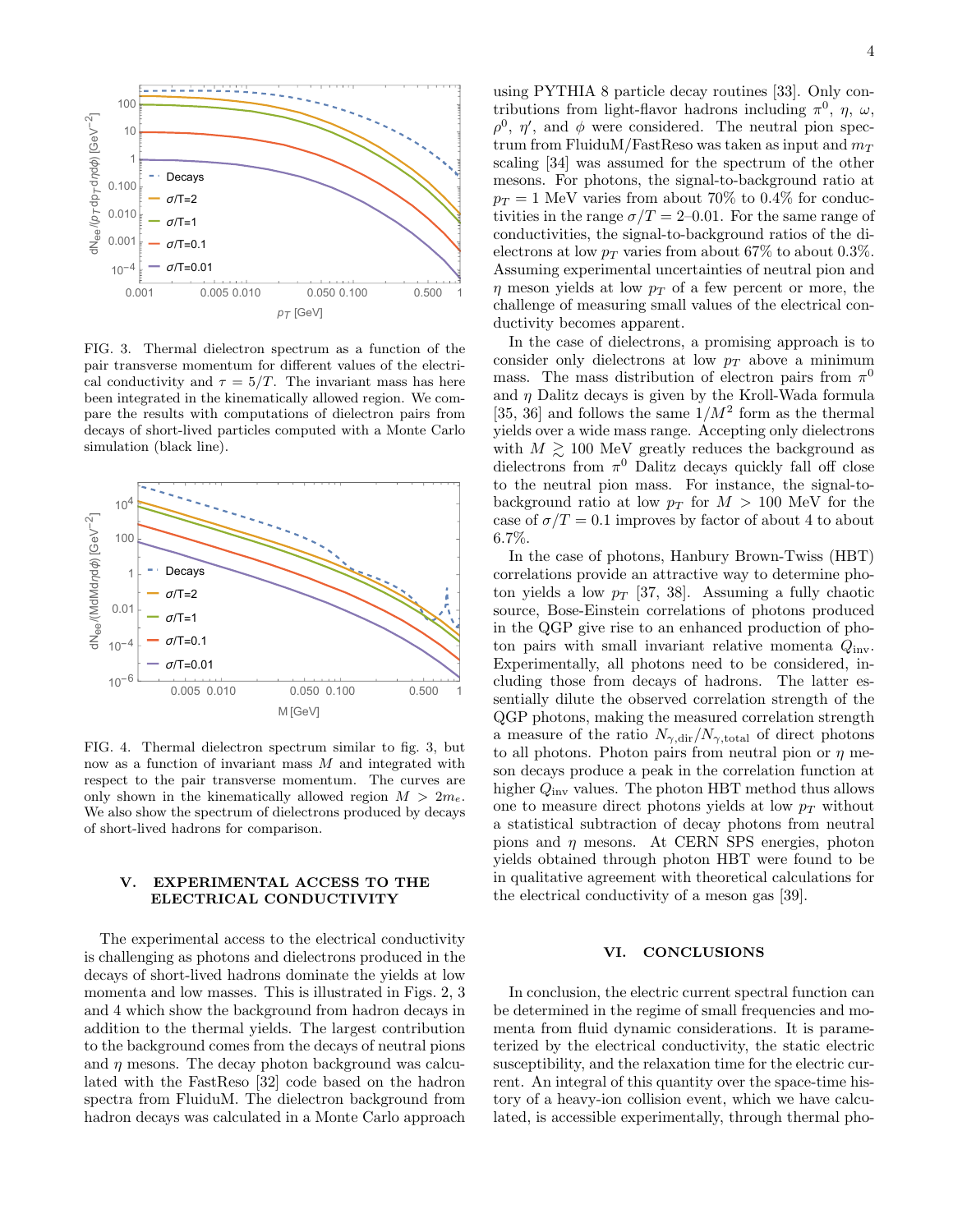FIG. 3. Thermal dielectron spectrum as a function of the pair transverse momentum for different values of the electrical conductivity and $\tau = 5/T$. The invariant mass has here been integrated in the kinematically allowed region. We compare the results with computations of dielectron pairs from decays of short-lived particles computed with a Monte Carlo simulation (black line).

FIG. 4. Thermal dielectron spectrum similar to fig. 3, but now as a function of invariant mass $M$ and integrated with respect to the pair transverse momentum. The curves are only shown in the kinematically allowed region $M > 2m_e$. We also show the spectrum of dielectrons produced by decays of short-lived hadrons for comparison.

## V. EXPERIMENTAL ACCESS TO THE ELECTRICAL CONDUCTIVITY

The experimental access to the electrical conductivity is challenging as photons and dielectrons produced in the decays of short-lived hadrons dominate the yields at low momenta and low masses. This is illustrated in Figs. 2, 3 and 4 which show the background from hadron decays in addition to the thermal yields. The largest contribution to the background comes from the decays of neutral pions and $\eta$ mesons. The decay photon background was calculated with the FastReso [32] code based on the hadron spectra from FluiduM. The dielectron background from hadron decays was calculated in a Monte Carlo approach using PYTHIA 8 particle decay routines [33]. Only contributions from light-flavor hadrons including $\pi^0$, $\eta$, $\omega$, $\rho^0$, $\eta'$, and $\phi$ were considered. The neutral pion spectrum from FluiduM/FastReso was taken as input and $m_T$ scaling [34] was assumed for the spectrum of the other mesons. For photons, the signal-to-background ratio at $p_T = 1$ MeV varies from about 70% to 0.4% for conductivities in the range $\sigma/T = 2$–0.01. For the same range of conductivities, the signal-to-background ratios of the dielectrons at low $p_T$ varies from about 67% to about 0.3%. Assuming experimental uncertainties of neutral pion and $\eta$ meson yields at low $p_T$ of a few percent or more, the challenge of measuring small values of the electrical conductivity becomes apparent.

In the case of dielectrons, a promising approach is to consider only dielectrons at low $p_T$ above a minimum mass. The mass distribution of electron pairs from $\pi^0$ and $\eta$ Dalitz decays is given by the Kroll-Wada formula [35, 36] and follows the same $1/M^2$ form as the thermal yields over a wide mass range. Accepting only dielectrons with $M \gtrsim 100$ MeV greatly reduces the background as dielectrons from $\pi^0$ Dalitz decays quickly fall off close to the neutral pion mass. For instance, the signal-to-background ratio at low $p_T$ for $M > 100$ MeV for the case of $\sigma/T = 0.1$ improves by factor of about 4 to about 6.7%.

In the case of photons, Hanbury Brown-Twiss (HBT) correlations provide an attractive way to determine photon yields a low $p_T$ [37, 38]. Assuming a fully chaotic source, Bose-Einstein correlations of photons produced in the QGP give rise to an enhanced production of photon pairs with small invariant relative momenta $Q_{\text{inv}}$. Experimentally, all photons need to be considered, including those from decays of hadrons. The latter essentially dilute the observed correlation strength of the QGP photons, making the measured correlation strength a measure of the ratio $N_{\gamma,\text{dir}}/N_{\gamma,\text{total}}$ of direct photons to all photons. Photon pairs from neutral pion or $\eta$ meson decays produce a peak in the correlation function at higher $Q_{\text{inv}}$ values. The photon HBT method thus allows one to measure direct photons yields at low $p_T$ without a statistical subtraction of decay photons from neutral pions and $\eta$ mesons. At CERN SPS energies, photon yields obtained through photon HBT were found to be in qualitative agreement with theoretical calculations for the electrical conductivity of a meson gas [39].

## VI. CONCLUSIONS

In conclusion, the electric current spectral function can be determined in the regime of small frequencies and momenta from fluid dynamic considerations. It is parameterized by the electrical conductivity, the static electric susceptibility, and the relaxation time for the electric current. An integral of this quantity over the space-time history of a heavy-ion collision event, which we have calculated, is accessible experimentally, through thermal pho-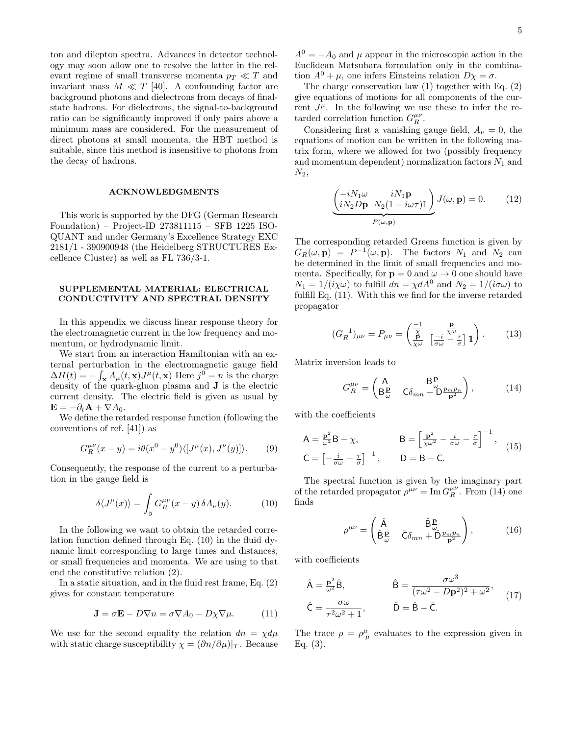ton and dilepton spectra. Advances in detector technology may soon allow one to resolve the latter in the relevant regime of small transverse momenta $p_T \ll T$ and invariant mass $M \ll T$ [40]. A confounding factor are background photons and dielectrons from decays of final-state hadrons. For dielectrons, the signal-to-background ratio can be significantly improved if only pairs above a minimum mass are considered. For the measurement of direct photons at small momenta, the HBT method is suitable, since this method is insensitive to photons from the decay of hadrons.

## ACKNOWLEDGMENTS

This work is supported by the DFG (German Research Foundation) – Project-ID 273811115 – SFB 1225 ISOQUANT and under Germany's Excellence Strategy EXC 2181/1 - 390900948 (the Heidelberg STRUCTURES Excellence Cluster) as well as FL 736/3-1.

## SUPPLEMENTAL MATERIAL: ELECTRICAL CONDUCTIVITY AND SPECTRAL DENSITY

In this appendix we discuss linear response theory for the electromagnetic current in the low frequency and momentum, or hydrodynamic limit.

We start from an interaction Hamiltonian with an external perturbation in the electromagnetic gauge field $\Delta H(t) = -\int_{\mathbf{x}} A_\mu(t,\mathbf{x}) J^\mu(t,\mathbf{x})$ Here $j^0 = n$ is the charge density of the quark-gluon plasma and $\mathbf{J}$ is the electric current density. The electric field is given as usual by $\mathbf{E} = -\partial_t \mathbf{A} + \nabla A_0$.

We define the retarded response function (following the conventions of ref. [41]) as

$$G_R^{\mu\nu}(x-y) = i\theta(x^0-y^0)\langle [J^\mu(x), J^\nu(y)]\rangle. \tag{9}$$

Consequently, the response of the current to a perturbation in the gauge field is

$$\delta\langle J^\mu(x)\rangle = \int_y G_R^{\mu\nu}(x-y)\, \delta A_\nu(y). \tag{10}$$

In the following we want to obtain the retarded correlation function defined through Eq. (10) in the fluid dynamic limit corresponding to large times and distances, or small frequencies and momenta. We are using to that end the constitutive relation (2).

In a static situation, and in the fluid rest frame, Eq. (2) gives for constant temperature

$$\mathbf{J} = \sigma\mathbf{E} - D\nabla n = \sigma\nabla A_0 - D\chi\nabla\mu. \tag{11}$$

We use for the second equality the relation $dn = \chi d\mu$ with static charge susceptibility $\chi = (\partial n/\partial\mu)|_T$. Because $A^0 = -A_0$ and $\mu$ appear in the microscopic action in the Euclidean Matsubara formulation only in the combination $A^0 + \mu$, one infers Einsteins relation $D\chi = \sigma$.

The charge conservation law (1) together with Eq. (2) give equations of motions for all components of the current $J^\mu$. In the following we use these to infer the retarded correlation function $G_R^{\mu\nu}$.

Considering first a vanishing gauge field, $A_\nu = 0$, the equations of motion can be written in the following matrix form, where we allowed for two (possibly frequency and momentum dependent) normalization factors $N_1$ and $N_2$,

$$\underbrace{\begin{pmatrix} -iN_1\omega & iN_1\mathbf{p} \\ iN_2 D\mathbf{p} & N_2(1-i\omega\tau)\mathbb{1} \end{pmatrix}}_{P(\omega,\mathbf{p})} J(\omega,\mathbf{p}) = 0. \tag{12}$$

The corresponding retarded Greens function is given by $G_R(\omega,\mathbf{p}) = P^{-1}(\omega,\mathbf{p})$. The factors $N_1$ and $N_2$ can be determined in the limit of small frequencies and momenta. Specifically, for $\mathbf{p} = 0$ and $\omega \to 0$ one should have $N_1 = 1/(i\chi\omega)$ to fulfill $dn = \chi dA^0$ and $N_2 = 1/(i\sigma\omega)$ to fulfill Eq. (11). With this we find for the inverse retarded propagator

$$(G_R^{-1})_{\mu\nu} = P_{\mu\nu} = \begin{pmatrix} \frac{-1}{\chi} & \frac{\mathbf{p}}{\chi\omega} \\ \frac{\mathbf{p}}{\chi\omega} & \left[\frac{-i}{\sigma\omega} - \frac{\tau}{\sigma}\right]\mathbb{1} \end{pmatrix}. \tag{13}$$

Matrix inversion leads to

$$G_R^{\mu\nu} = \begin{pmatrix} \mathsf{A} & \mathsf{B}\frac{\mathbf{p}}{\omega} \\ \mathsf{B}\frac{\mathbf{p}}{\omega} & \mathsf{C}\delta_{mn} + \mathsf{D}\frac{p_m p_n}{\mathbf{p}^2} \end{pmatrix}, \tag{14}$$

with the coefficients

$$\begin{aligned} \mathsf{A} &= \tfrac{\mathbf{p}^2}{\omega^2}\mathsf{B} - \chi, & \mathsf{B} &= \left[\tfrac{\mathbf{p}^2}{\chi\omega^2} - \tfrac{i}{\sigma\omega} - \tfrac{\tau}{\sigma}\right]^{-1}, \\ \mathsf{C} &= \left[-\tfrac{i}{\sigma\omega} - \tfrac{\tau}{\sigma}\right]^{-1}, & \mathsf{D} &= \mathsf{B} - \mathsf{C}. \end{aligned} \tag{15}$$

The spectral function is given by the imaginary part of the retarded propagator $\rho^{\mu\nu} = \operatorname{Im} G_R^{\mu\nu}$. From (14) one finds

$$\rho^{\mu\nu} = \begin{pmatrix} \hat{\mathsf{A}} & \hat{\mathsf{B}}\frac{\mathbf{p}}{\omega} \\ \hat{\mathsf{B}}\frac{\mathbf{p}}{\omega} & \hat{\mathsf{C}}\delta_{mn} + \hat{\mathsf{D}}\frac{p_m p_n}{\mathbf{p}^2} \end{pmatrix}, \tag{16}$$

with coefficients

$$\begin{aligned} \hat{\mathsf{A}} &= \tfrac{\mathbf{p}^2}{\omega^2}\hat{\mathsf{B}}, & \hat{\mathsf{B}} &= \frac{\sigma\omega^3}{(\tau\omega^2 - D\mathbf{p}^2)^2 + \omega^2}, \\ \hat{\mathsf{C}} &= \frac{\sigma\omega}{\tau^2\omega^2 + 1}, & \hat{\mathsf{D}} &= \hat{\mathsf{B}} - \hat{\mathsf{C}}. \end{aligned} \tag{17}$$

The trace $\rho = \rho^\mu_{\ \mu}$ evaluates to the expression given in Eq. (3).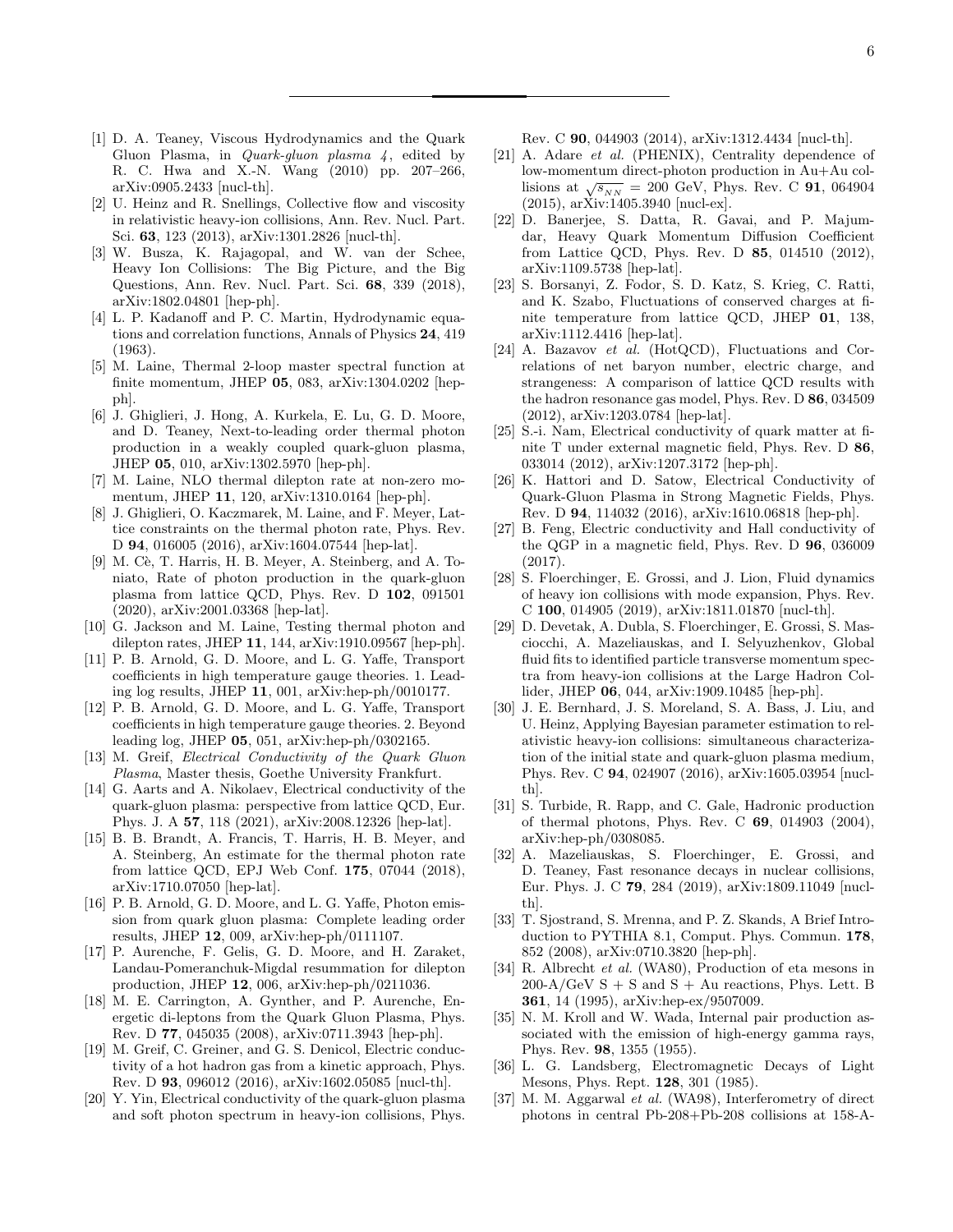[1] D. A. Teaney, Viscous Hydrodynamics and the Quark Gluon Plasma, in *Quark-gluon plasma 4*, edited by R. C. Hwa and X.-N. Wang (2010) pp. 207–266, arXiv:0905.2433 [nucl-th].

[2] U. Heinz and R. Snellings, Collective flow and viscosity in relativistic heavy-ion collisions, Ann. Rev. Nucl. Part. Sci. **63**, 123 (2013), arXiv:1301.2826 [nucl-th].

[3] W. Busza, K. Rajagopal, and W. van der Schee, Heavy Ion Collisions: The Big Picture, and the Big Questions, Ann. Rev. Nucl. Part. Sci. **68**, 339 (2018), arXiv:1802.04801 [hep-ph].

[4] L. P. Kadanoff and P. C. Martin, Hydrodynamic equations and correlation functions, Annals of Physics **24**, 419 (1963).

[5] M. Laine, Thermal 2-loop master spectral function at finite momentum, JHEP **05**, 083, arXiv:1304.0202 [hep-ph].

[6] J. Ghiglieri, J. Hong, A. Kurkela, E. Lu, G. D. Moore, and D. Teaney, Next-to-leading order thermal photon production in a weakly coupled quark-gluon plasma, JHEP **05**, 010, arXiv:1302.5970 [hep-ph].

[7] M. Laine, NLO thermal dilepton rate at non-zero momentum, JHEP **11**, 120, arXiv:1310.0164 [hep-ph].

[8] J. Ghiglieri, O. Kaczmarek, M. Laine, and F. Meyer, Lattice constraints on the thermal photon rate, Phys. Rev. D **94**, 016005 (2016), arXiv:1604.07544 [hep-lat].

[9] M. Cè, T. Harris, H. B. Meyer, A. Steinberg, and A. Toniato, Rate of photon production in the quark-gluon plasma from lattice QCD, Phys. Rev. D **102**, 091501 (2020), arXiv:2001.03368 [hep-lat].

[10] G. Jackson and M. Laine, Testing thermal photon and dilepton rates, JHEP **11**, 144, arXiv:1910.09567 [hep-ph].

[11] P. B. Arnold, G. D. Moore, and L. G. Yaffe, Transport coefficients in high temperature gauge theories. 1. Leading log results, JHEP **11**, 001, arXiv:hep-ph/0010177.

[12] P. B. Arnold, G. D. Moore, and L. G. Yaffe, Transport coefficients in high temperature gauge theories. 2. Beyond leading log, JHEP **05**, 051, arXiv:hep-ph/0302165.

[13] M. Greif, *Electrical Conductivity of the Quark Gluon Plasma*, Master thesis, Goethe University Frankfurt.

[14] G. Aarts and A. Nikolaev, Electrical conductivity of the quark-gluon plasma: perspective from lattice QCD, Eur. Phys. J. A **57**, 118 (2021), arXiv:2008.12326 [hep-lat].

[15] B. B. Brandt, A. Francis, T. Harris, H. B. Meyer, and A. Steinberg, An estimate for the thermal photon rate from lattice QCD, EPJ Web Conf. **175**, 07044 (2018), arXiv:1710.07050 [hep-lat].

[16] P. B. Arnold, G. D. Moore, and L. G. Yaffe, Photon emission from quark gluon plasma: Complete leading order results, JHEP **12**, 009, arXiv:hep-ph/0111107.

[17] P. Aurenche, F. Gelis, G. D. Moore, and H. Zaraket, Landau-Pomeranchuk-Migdal resummation for dilepton production, JHEP **12**, 006, arXiv:hep-ph/0211036.

[18] M. E. Carrington, A. Gynther, and P. Aurenche, Energetic di-leptons from the Quark Gluon Plasma, Phys. Rev. D **77**, 045035 (2008), arXiv:0711.3943 [hep-ph].

[19] M. Greif, C. Greiner, and G. S. Denicol, Electric conductivity of a hot hadron gas from a kinetic approach, Phys. Rev. D **93**, 096012 (2016), arXiv:1602.05085 [nucl-th].

[20] Y. Yin, Electrical conductivity of the quark-gluon plasma and soft photon spectrum in heavy-ion collisions, Phys. Rev. C **90**, 044903 (2014), arXiv:1312.4434 [nucl-th].

[21] A. Adare *et al.* (PHENIX), Centrality dependence of low-momentum direct-photon production in Au+Au collisions at $\sqrt{s_{NN}} = 200$ GeV, Phys. Rev. C **91**, 064904 (2015), arXiv:1405.3940 [nucl-ex].

[22] D. Banerjee, S. Datta, R. Gavai, and P. Majumdar, Heavy Quark Momentum Diffusion Coefficient from Lattice QCD, Phys. Rev. D **85**, 014510 (2012), arXiv:1109.5738 [hep-lat].

[23] S. Borsanyi, Z. Fodor, S. D. Katz, S. Krieg, C. Ratti, and K. Szabo, Fluctuations of conserved charges at finite temperature from lattice QCD, JHEP **01**, 138, arXiv:1112.4416 [hep-lat].

[24] A. Bazavov *et al.* (HotQCD), Fluctuations and Correlations of net baryon number, electric charge, and strangeness: A comparison of lattice QCD results with the hadron resonance gas model, Phys. Rev. D **86**, 034509 (2012), arXiv:1203.0784 [hep-lat].

[25] S.-i. Nam, Electrical conductivity of quark matter at finite T under external magnetic field, Phys. Rev. D **86**, 033014 (2012), arXiv:1207.3172 [hep-ph].

[26] K. Hattori and D. Satow, Electrical Conductivity of Quark-Gluon Plasma in Strong Magnetic Fields, Phys. Rev. D **94**, 114032 (2016), arXiv:1610.06818 [hep-ph].

[27] B. Feng, Electric conductivity and Hall conductivity of the QGP in a magnetic field, Phys. Rev. D **96**, 036009 (2017).

[28] S. Floerchinger, E. Grossi, and J. Lion, Fluid dynamics of heavy ion collisions with mode expansion, Phys. Rev. C **100**, 014905 (2019), arXiv:1811.01870 [nucl-th].

[29] D. Devetak, A. Dubla, S. Floerchinger, E. Grossi, S. Masciocchi, A. Mazeliauskas, and I. Selyuzhenkov, Global fluid fits to identified particle transverse momentum spectra from heavy-ion collisions at the Large Hadron Collider, JHEP **06**, 044, arXiv:1909.10485 [hep-ph].

[30] J. E. Bernhard, J. S. Moreland, S. A. Bass, J. Liu, and U. Heinz, Applying Bayesian parameter estimation to relativistic heavy-ion collisions: simultaneous characterization of the initial state and quark-gluon plasma medium, Phys. Rev. C **94**, 024907 (2016), arXiv:1605.03954 [nucl-th].

[31] S. Turbide, R. Rapp, and C. Gale, Hadronic production of thermal photons, Phys. Rev. C **69**, 014903 (2004), arXiv:hep-ph/0308085.

[32] A. Mazeliauskas, S. Floerchinger, E. Grossi, and D. Teaney, Fast resonance decays in nuclear collisions, Eur. Phys. J. C **79**, 284 (2019), arXiv:1809.11049 [nucl-th].

[33] T. Sjostrand, S. Mrenna, and P. Z. Skands, A Brief Introduction to PYTHIA 8.1, Comput. Phys. Commun. **178**, 852 (2008), arXiv:0710.3820 [hep-ph].

[34] R. Albrecht *et al.* (WA80), Production of eta mesons in 200-A/GeV S + S and S + Au reactions, Phys. Lett. B **361**, 14 (1995), arXiv:hep-ex/9507009.

[35] N. M. Kroll and W. Wada, Internal pair production associated with the emission of high-energy gamma rays, Phys. Rev. **98**, 1355 (1955).

[36] L. G. Landsberg, Electromagnetic Decays of Light Mesons, Phys. Rept. **128**, 301 (1985).

[37] M. M. Aggarwal *et al.* (WA98), Interferometry of direct photons in central Pb-208+Pb-208 collisions at 158-A-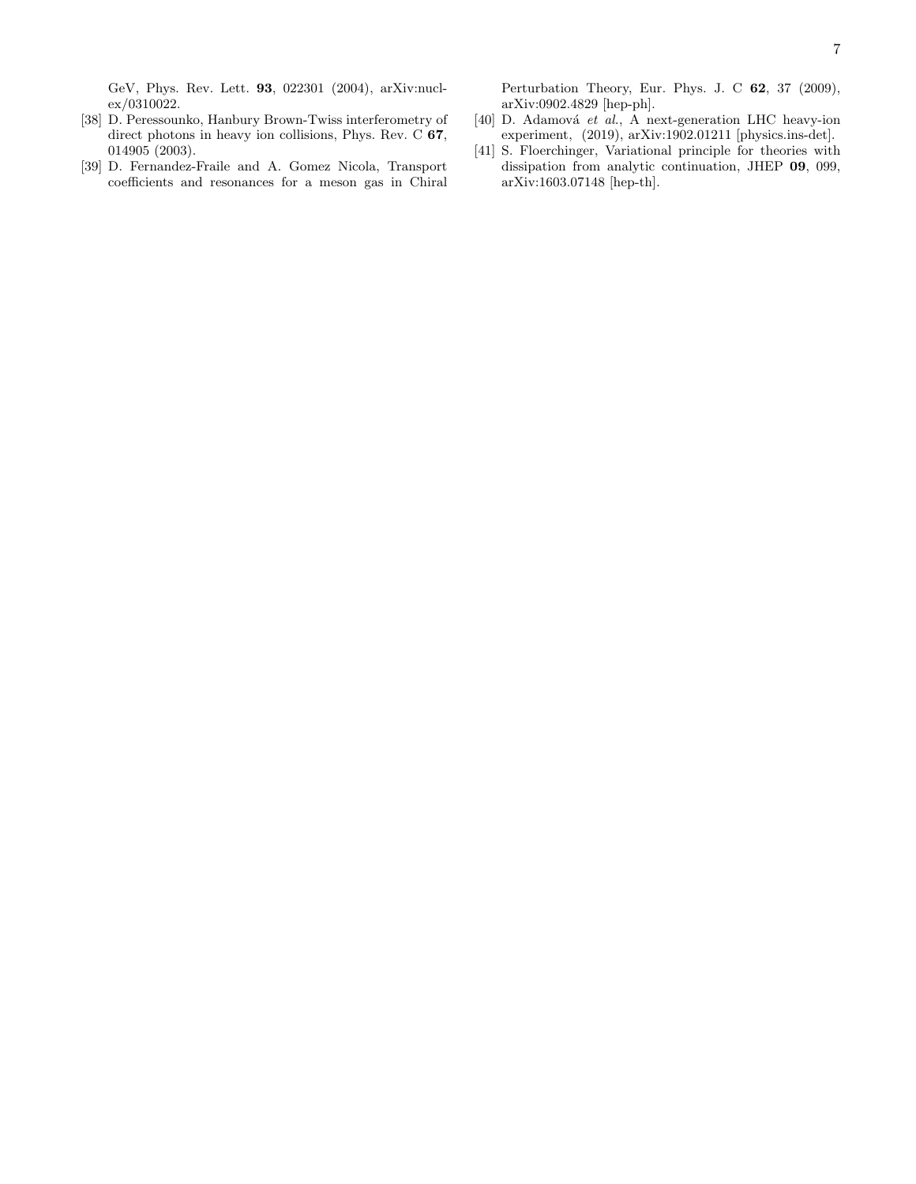GeV, Phys. Rev. Lett. **93**, 022301 (2004), arXiv:nucl-ex/0310022.

[38] D. Peressounko, Hanbury Brown-Twiss interferometry of direct photons in heavy ion collisions, Phys. Rev. C **67**, 014905 (2003).

[39] D. Fernandez-Fraile and A. Gomez Nicola, Transport coefficients and resonances for a meson gas in Chiral Perturbation Theory, Eur. Phys. J. C **62**, 37 (2009), arXiv:0902.4829 [hep-ph].

[40] D. Adamová *et al.*, A next-generation LHC heavy-ion experiment, (2019), arXiv:1902.01211 [physics.ins-det].

[41] S. Floerchinger, Variational principle for theories with dissipation from analytic continuation, JHEP **09**, 099, arXiv:1603.07148 [hep-th].